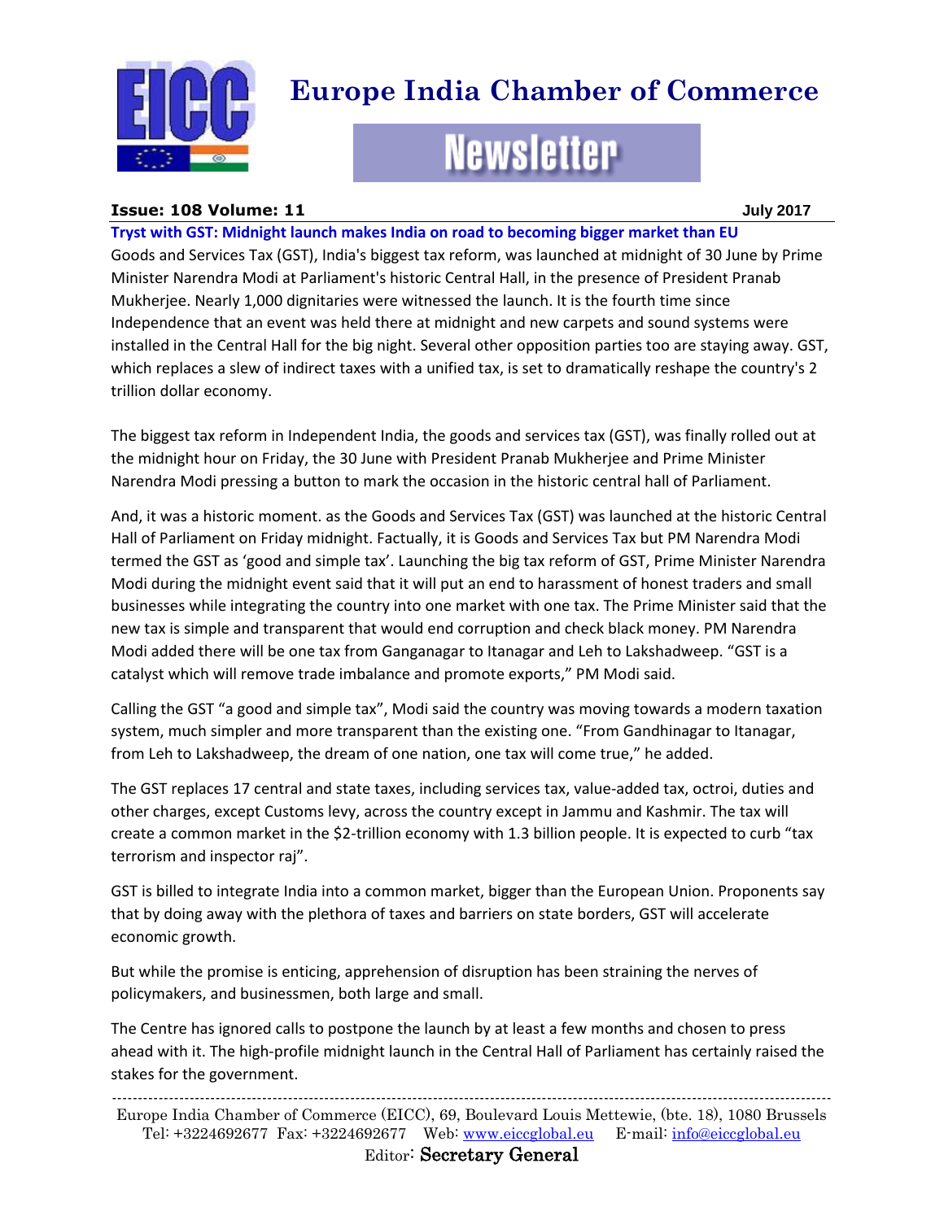# Europe India Chamber of Commerce

## Newsletter

**Issue: 108 Volume: 11** **July 2017**

### Tryst with GST: Midnight launch makes India on road to becoming bigger market than EU

Goods and Services Tax (GST), India's biggest tax reform, was launched at midnight of 30 June by Prime Minister Narendra Modi at Parliament's historic Central Hall, in the presence of President Pranab Mukherjee. Nearly 1,000 dignitaries were witnessed the launch. It is the fourth time since Independence that an event was held there at midnight and new carpets and sound systems were installed in the Central Hall for the big night. Several other opposition parties too are staying away. GST, which replaces a slew of indirect taxes with a unified tax, is set to dramatically reshape the country's 2 trillion dollar economy.

The biggest tax reform in Independent India, the goods and services tax (GST), was finally rolled out at the midnight hour on Friday, the 30 June with President Pranab Mukherjee and Prime Minister Narendra Modi pressing a button to mark the occasion in the historic central hall of Parliament.

And, it was a historic moment. as the Goods and Services Tax (GST) was launched at the historic Central Hall of Parliament on Friday midnight. Factually, it is Goods and Services Tax but PM Narendra Modi termed the GST as 'good and simple tax'. Launching the big tax reform of GST, Prime Minister Narendra Modi during the midnight event said that it will put an end to harassment of honest traders and small businesses while integrating the country into one market with one tax. The Prime Minister said that the new tax is simple and transparent that would end corruption and check black money. PM Narendra Modi added there will be one tax from Ganganagar to Itanagar and Leh to Lakshadweep. "GST is a catalyst which will remove trade imbalance and promote exports," PM Modi said.

Calling the GST "a good and simple tax", Modi said the country was moving towards a modern taxation system, much simpler and more transparent than the existing one. "From Gandhinagar to Itanagar, from Leh to Lakshadweep, the dream of one nation, one tax will come true," he added.

The GST replaces 17 central and state taxes, including services tax, value-added tax, octroi, duties and other charges, except Customs levy, across the country except in Jammu and Kashmir. The tax will create a common market in the $2-trillion economy with 1.3 billion people. It is expected to curb "tax terrorism and inspector raj".

GST is billed to integrate India into a common market, bigger than the European Union. Proponents say that by doing away with the plethora of taxes and barriers on state borders, GST will accelerate economic growth.

But while the promise is enticing, apprehension of disruption has been straining the nerves of policymakers, and businessmen, both large and small.

The Centre has ignored calls to postpone the launch by at least a few months and chosen to press ahead with it. The high-profile midnight launch in the Central Hall of Parliament has certainly raised the stakes for the government.

---

Europe India Chamber of Commerce (EICC), 69, Boulevard Louis Mettewie, (bte. 18), 1080 Brussels
Tel: +3224692677 Fax: +3224692677 Web: www.eiccglobal.eu E-mail: info@eiccglobal.eu
Editor: Secretary General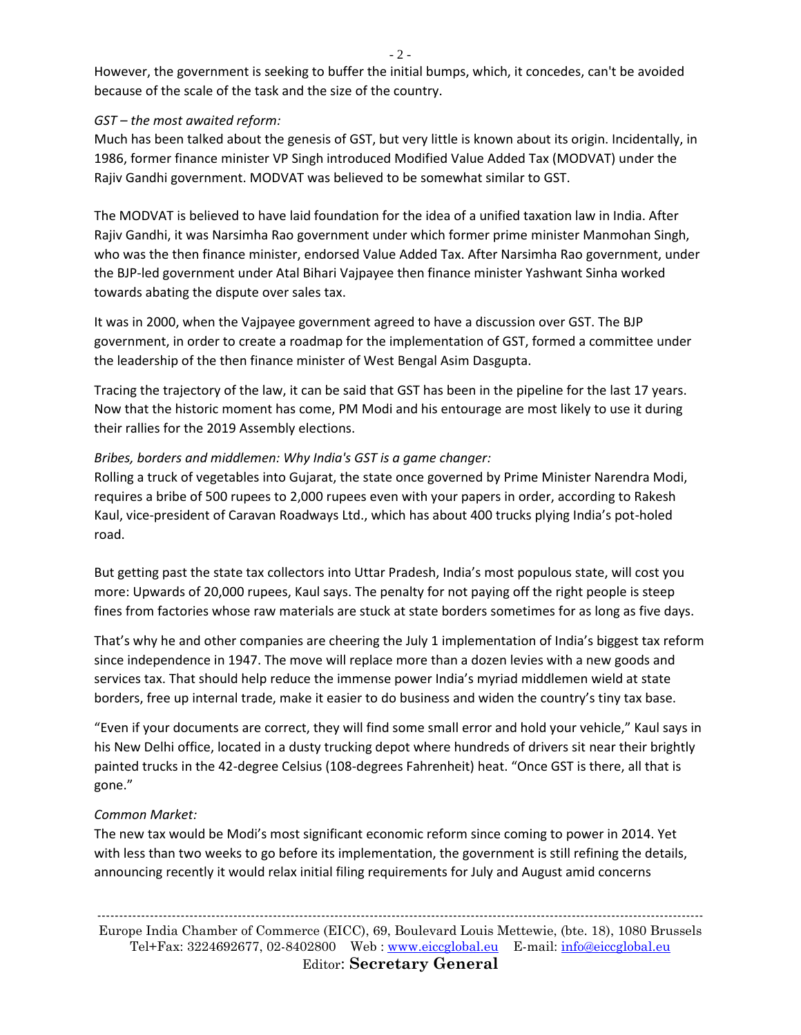However, the government is seeking to buffer the initial bumps, which, it concedes, can't be avoided because of the scale of the task and the size of the country.

*GST – the most awaited reform:*

Much has been talked about the genesis of GST, but very little is known about its origin. Incidentally, in 1986, former finance minister VP Singh introduced Modified Value Added Tax (MODVAT) under the Rajiv Gandhi government. MODVAT was believed to be somewhat similar to GST.

The MODVAT is believed to have laid foundation for the idea of a unified taxation law in India. After Rajiv Gandhi, it was Narsimha Rao government under which former prime minister Manmohan Singh, who was the then finance minister, endorsed Value Added Tax. After Narsimha Rao government, under the BJP-led government under Atal Bihari Vajpayee then finance minister Yashwant Sinha worked towards abating the dispute over sales tax.

It was in 2000, when the Vajpayee government agreed to have a discussion over GST. The BJP government, in order to create a roadmap for the implementation of GST, formed a committee under the leadership of the then finance minister of West Bengal Asim Dasgupta.

Tracing the trajectory of the law, it can be said that GST has been in the pipeline for the last 17 years. Now that the historic moment has come, PM Modi and his entourage are most likely to use it during their rallies for the 2019 Assembly elections.

*Bribes, borders and middlemen: Why India's GST is a game changer:*

Rolling a truck of vegetables into Gujarat, the state once governed by Prime Minister Narendra Modi, requires a bribe of 500 rupees to 2,000 rupees even with your papers in order, according to Rakesh Kaul, vice-president of Caravan Roadways Ltd., which has about 400 trucks plying India's pot-holed road.

But getting past the state tax collectors into Uttar Pradesh, India's most populous state, will cost you more: Upwards of 20,000 rupees, Kaul says. The penalty for not paying off the right people is steep fines from factories whose raw materials are stuck at state borders sometimes for as long as five days.

That's why he and other companies are cheering the July 1 implementation of India's biggest tax reform since independence in 1947. The move will replace more than a dozen levies with a new goods and services tax. That should help reduce the immense power India's myriad middlemen wield at state borders, free up internal trade, make it easier to do business and widen the country's tiny tax base.

"Even if your documents are correct, they will find some small error and hold your vehicle," Kaul says in his New Delhi office, located in a dusty trucking depot where hundreds of drivers sit near their brightly painted trucks in the 42-degree Celsius (108-degrees Fahrenheit) heat. "Once GST is there, all that is gone."

*Common Market:*

The new tax would be Modi's most significant economic reform since coming to power in 2014. Yet with less than two weeks to go before its implementation, the government is still refining the details, announcing recently it would relax initial filing requirements for July and August amid concerns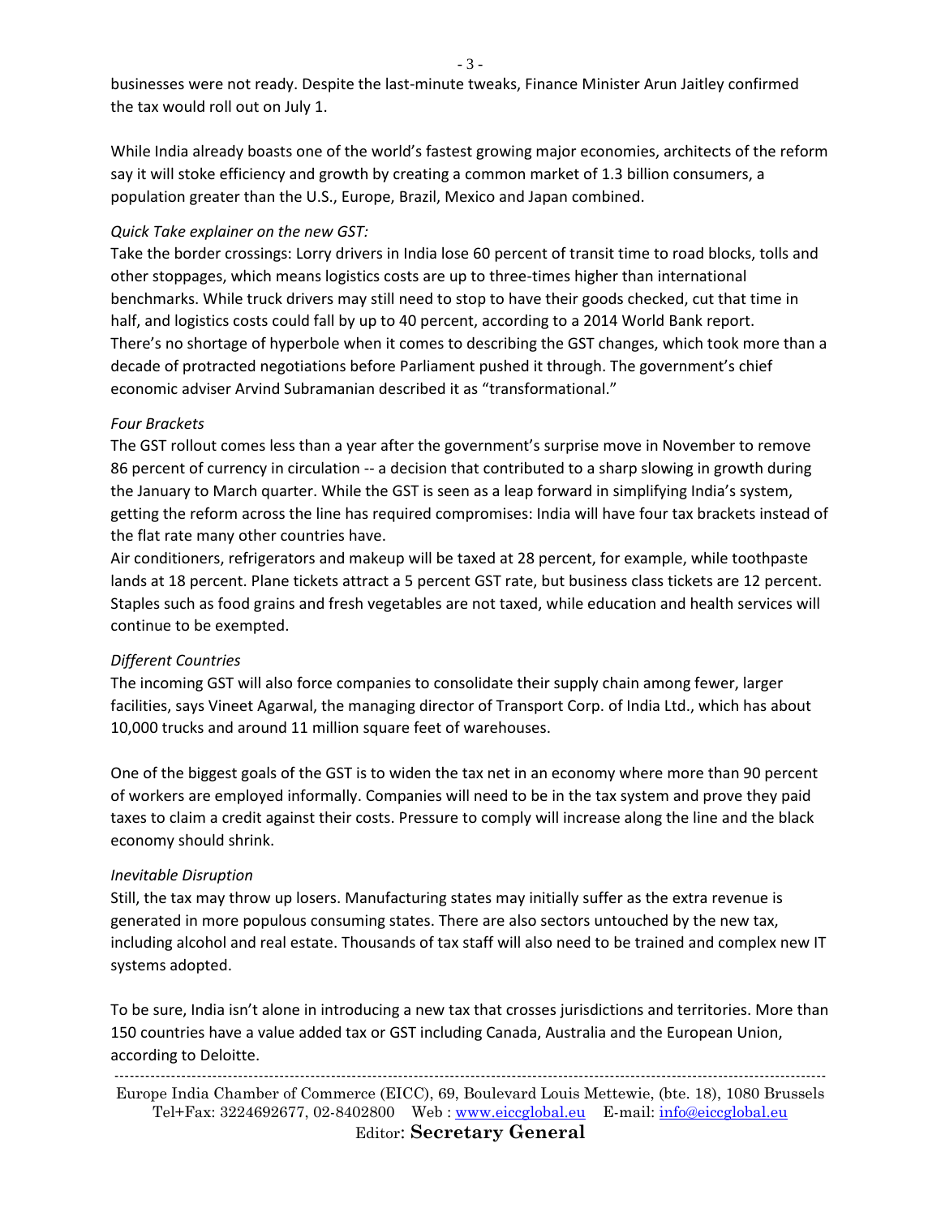businesses were not ready. Despite the last-minute tweaks, Finance Minister Arun Jaitley confirmed the tax would roll out on July 1.

While India already boasts one of the world's fastest growing major economies, architects of the reform say it will stoke efficiency and growth by creating a common market of 1.3 billion consumers, a population greater than the U.S., Europe, Brazil, Mexico and Japan combined.

*Quick Take explainer on the new GST:*

Take the border crossings: Lorry drivers in India lose 60 percent of transit time to road blocks, tolls and other stoppages, which means logistics costs are up to three-times higher than international benchmarks. While truck drivers may still need to stop to have their goods checked, cut that time in half, and logistics costs could fall by up to 40 percent, according to a 2014 World Bank report.
There's no shortage of hyperbole when it comes to describing the GST changes, which took more than a decade of protracted negotiations before Parliament pushed it through. The government's chief economic adviser Arvind Subramanian described it as "transformational."

*Four Brackets*

The GST rollout comes less than a year after the government's surprise move in November to remove 86 percent of currency in circulation -- a decision that contributed to a sharp slowing in growth during the January to March quarter. While the GST is seen as a leap forward in simplifying India's system, getting the reform across the line has required compromises: India will have four tax brackets instead of the flat rate many other countries have.
Air conditioners, refrigerators and makeup will be taxed at 28 percent, for example, while toothpaste lands at 18 percent. Plane tickets attract a 5 percent GST rate, but business class tickets are 12 percent. Staples such as food grains and fresh vegetables are not taxed, while education and health services will continue to be exempted.

*Different Countries*

The incoming GST will also force companies to consolidate their supply chain among fewer, larger facilities, says Vineet Agarwal, the managing director of Transport Corp. of India Ltd., which has about 10,000 trucks and around 11 million square feet of warehouses.

One of the biggest goals of the GST is to widen the tax net in an economy where more than 90 percent of workers are employed informally. Companies will need to be in the tax system and prove they paid taxes to claim a credit against their costs. Pressure to comply will increase along the line and the black economy should shrink.

*Inevitable Disruption*

Still, the tax may throw up losers. Manufacturing states may initially suffer as the extra revenue is generated in more populous consuming states. There are also sectors untouched by the new tax, including alcohol and real estate. Thousands of tax staff will also need to be trained and complex new IT systems adopted.

To be sure, India isn't alone in introducing a new tax that crosses jurisdictions and territories. More than 150 countries have a value added tax or GST including Canada, Australia and the European Union, according to Deloitte.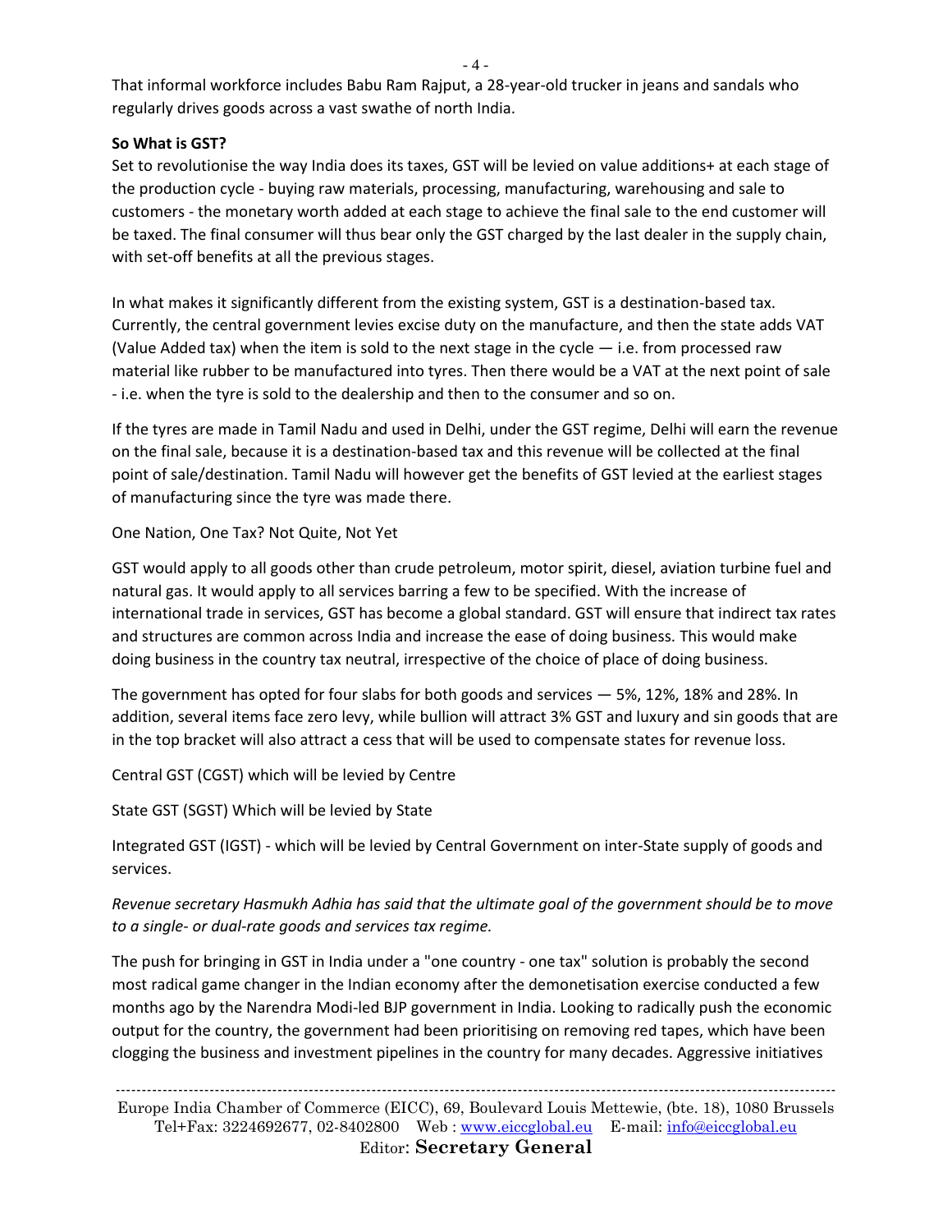That informal workforce includes Babu Ram Rajput, a 28-year-old trucker in jeans and sandals who regularly drives goods across a vast swathe of north India.

**So What is GST?**

Set to revolutionise the way India does its taxes, GST will be levied on value additions+ at each stage of the production cycle - buying raw materials, processing, manufacturing, warehousing and sale to customers - the monetary worth added at each stage to achieve the final sale to the end customer will be taxed. The final consumer will thus bear only the GST charged by the last dealer in the supply chain, with set-off benefits at all the previous stages.

In what makes it significantly different from the existing system, GST is a destination-based tax. Currently, the central government levies excise duty on the manufacture, and then the state adds VAT (Value Added tax) when the item is sold to the next stage in the cycle — i.e. from processed raw material like rubber to be manufactured into tyres. Then there would be a VAT at the next point of sale - i.e. when the tyre is sold to the dealership and then to the consumer and so on.

If the tyres are made in Tamil Nadu and used in Delhi, under the GST regime, Delhi will earn the revenue on the final sale, because it is a destination-based tax and this revenue will be collected at the final point of sale/destination. Tamil Nadu will however get the benefits of GST levied at the earliest stages of manufacturing since the tyre was made there.

One Nation, One Tax? Not Quite, Not Yet

GST would apply to all goods other than crude petroleum, motor spirit, diesel, aviation turbine fuel and natural gas. It would apply to all services barring a few to be specified. With the increase of international trade in services, GST has become a global standard. GST will ensure that indirect tax rates and structures are common across India and increase the ease of doing business. This would make doing business in the country tax neutral, irrespective of the choice of place of doing business.

The government has opted for four slabs for both goods and services — 5%, 12%, 18% and 28%. In addition, several items face zero levy, while bullion will attract 3% GST and luxury and sin goods that are in the top bracket will also attract a cess that will be used to compensate states for revenue loss.

Central GST (CGST) which will be levied by Centre

State GST (SGST) Which will be levied by State

Integrated GST (IGST) - which will be levied by Central Government on inter-State supply of goods and services.

*Revenue secretary Hasmukh Adhia has said that the ultimate goal of the government should be to move to a single- or dual-rate goods and services tax regime.*

The push for bringing in GST in India under a "one country - one tax" solution is probably the second most radical game changer in the Indian economy after the demonetisation exercise conducted a few months ago by the Narendra Modi-led BJP government in India. Looking to radically push the economic output for the country, the government had been prioritising on removing red tapes, which have been clogging the business and investment pipelines in the country for many decades. Aggressive initiatives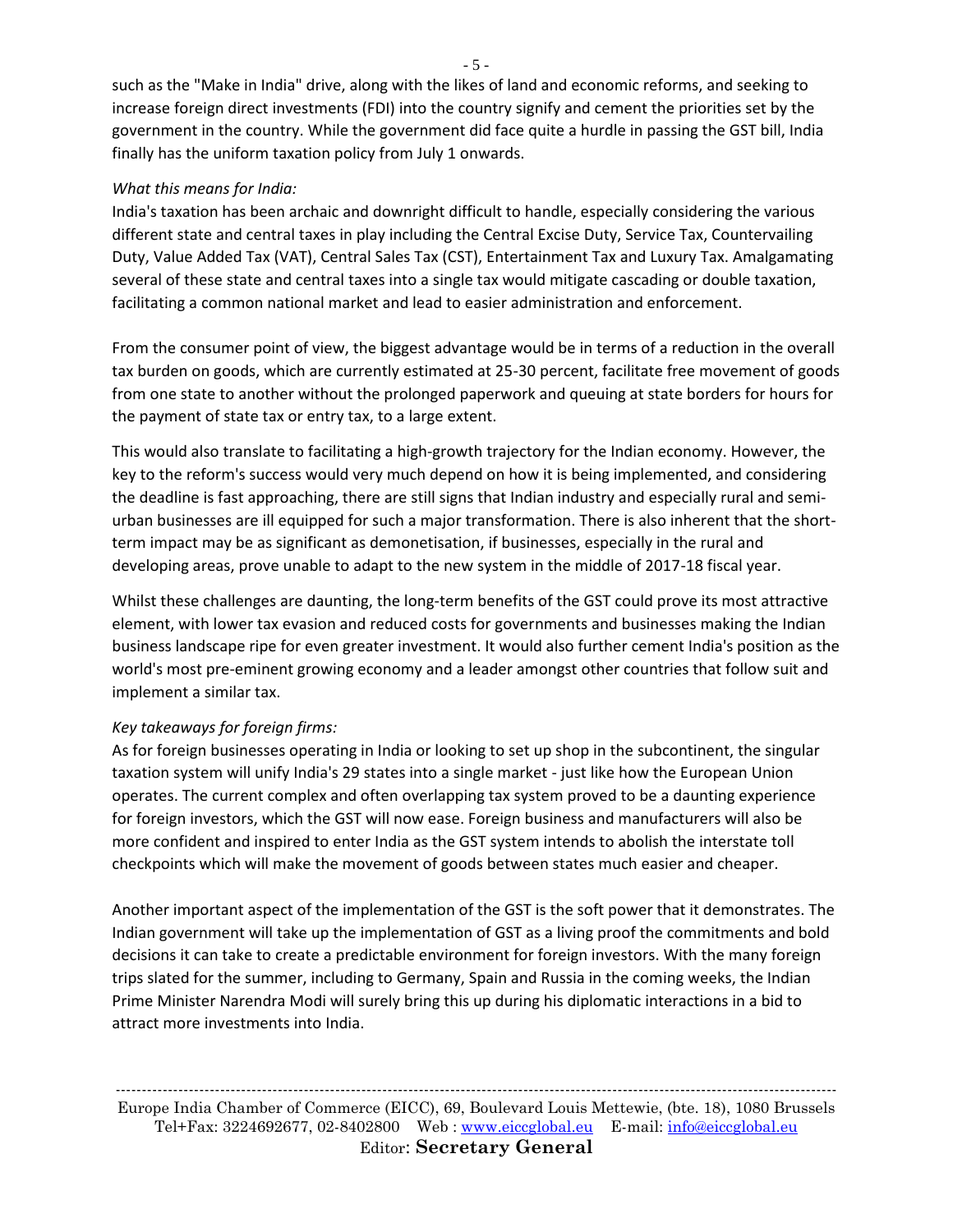such as the "Make in India" drive, along with the likes of land and economic reforms, and seeking to increase foreign direct investments (FDI) into the country signify and cement the priorities set by the government in the country. While the government did face quite a hurdle in passing the GST bill, India finally has the uniform taxation policy from July 1 onwards.

*What this means for India:*

India's taxation has been archaic and downright difficult to handle, especially considering the various different state and central taxes in play including the Central Excise Duty, Service Tax, Countervailing Duty, Value Added Tax (VAT), Central Sales Tax (CST), Entertainment Tax and Luxury Tax. Amalgamating several of these state and central taxes into a single tax would mitigate cascading or double taxation, facilitating a common national market and lead to easier administration and enforcement.

From the consumer point of view, the biggest advantage would be in terms of a reduction in the overall tax burden on goods, which are currently estimated at 25-30 percent, facilitate free movement of goods from one state to another without the prolonged paperwork and queuing at state borders for hours for the payment of state tax or entry tax, to a large extent.

This would also translate to facilitating a high-growth trajectory for the Indian economy. However, the key to the reform's success would very much depend on how it is being implemented, and considering the deadline is fast approaching, there are still signs that Indian industry and especially rural and semi-urban businesses are ill equipped for such a major transformation. There is also inherent that the short-term impact may be as significant as demonetisation, if businesses, especially in the rural and developing areas, prove unable to adapt to the new system in the middle of 2017-18 fiscal year.

Whilst these challenges are daunting, the long-term benefits of the GST could prove its most attractive element, with lower tax evasion and reduced costs for governments and businesses making the Indian business landscape ripe for even greater investment. It would also further cement India's position as the world's most pre-eminent growing economy and a leader amongst other countries that follow suit and implement a similar tax.

*Key takeaways for foreign firms:*

As for foreign businesses operating in India or looking to set up shop in the subcontinent, the singular taxation system will unify India's 29 states into a single market - just like how the European Union operates. The current complex and often overlapping tax system proved to be a daunting experience for foreign investors, which the GST will now ease. Foreign business and manufacturers will also be more confident and inspired to enter India as the GST system intends to abolish the interstate toll checkpoints which will make the movement of goods between states much easier and cheaper.

Another important aspect of the implementation of the GST is the soft power that it demonstrates. The Indian government will take up the implementation of GST as a living proof the commitments and bold decisions it can take to create a predictable environment for foreign investors. With the many foreign trips slated for the summer, including to Germany, Spain and Russia in the coming weeks, the Indian Prime Minister Narendra Modi will surely bring this up during his diplomatic interactions in a bid to attract more investments into India.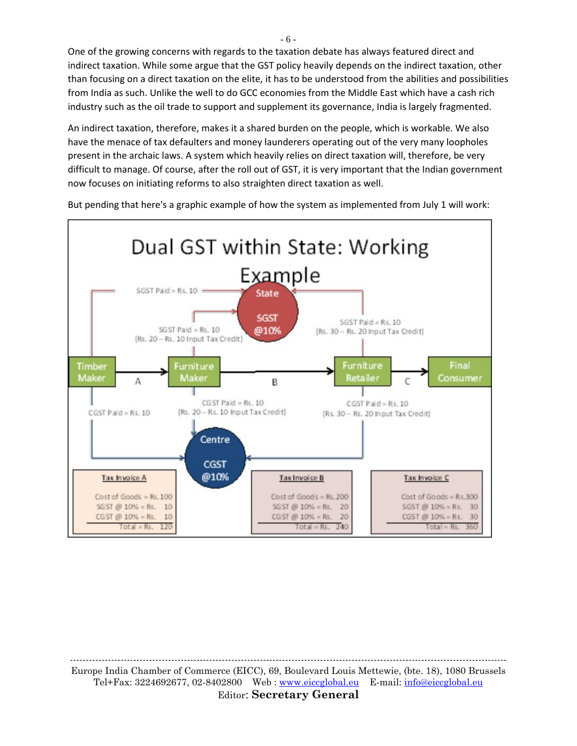One of the growing concerns with regards to the taxation debate has always featured direct and indirect taxation. While some argue that the GST policy heavily depends on the indirect taxation, other than focusing on a direct taxation on the elite, it has to be understood from the abilities and possibilities from India as such. Unlike the well to do GCC economies from the Middle East which have a cash rich industry such as the oil trade to support and supplement its governance, India is largely fragmented.

An indirect taxation, therefore, makes it a shared burden on the people, which is workable. We also have the menace of tax defaulters and money launderers operating out of the very many loopholes present in the archaic laws. A system which heavily relies on direct taxation will, therefore, be very difficult to manage. Of course, after the roll out of GST, it is very important that the Indian government now focuses on initiating reforms to also straighten direct taxation as well.

But pending that here's a graphic example of how the system as implemented from July 1 will work:

## Dual GST within State: Working Example

State SGST @10%

Centre CGST @10%

Timber Maker → (A) → Furniture Maker → (B) → Furniture Retailer → (C) → Final Consumer

- Timber Maker: SGST Paid = Rs. 10; CGST Paid = Rs. 10
- Furniture Maker: SGST Paid = Rs. 10 (Rs. 20 – Rs. 10 Input Tax Credit); CGST Paid = Rs. 10 (Rs. 20 – Rs. 10 Input Tax Credit)
- Furniture Retailer: SGST Paid = Rs. 10 (Rs. 30 – Rs. 20 Input Tax Credit); CGST Paid = Rs. 10 (Rs. 30 – Rs. 20 Input Tax Credit)

| Tax Invoice A | |
|---|---|
| Cost of Goods | = Rs. 100 |
| SGST @ 10% | = Rs. 10 |
| CGST @ 10% | = Rs. 10 |
| Total | = Rs. 120 |

| Tax Invoice B | |
|---|---|
| Cost of Goods | = Rs. 200 |
| SGST @ 10% | = Rs. 20 |
| CGST @ 10% | = Rs. 20 |
| Total | = Rs. 240 |

| Tax Invoice C | |
|---|---|
| Cost of Goods | = Rs. 300 |
| SGST @ 10% | = Rs. 30 |
| CGST @ 10% | = Rs. 30 |
| Total | = Rs. 360 |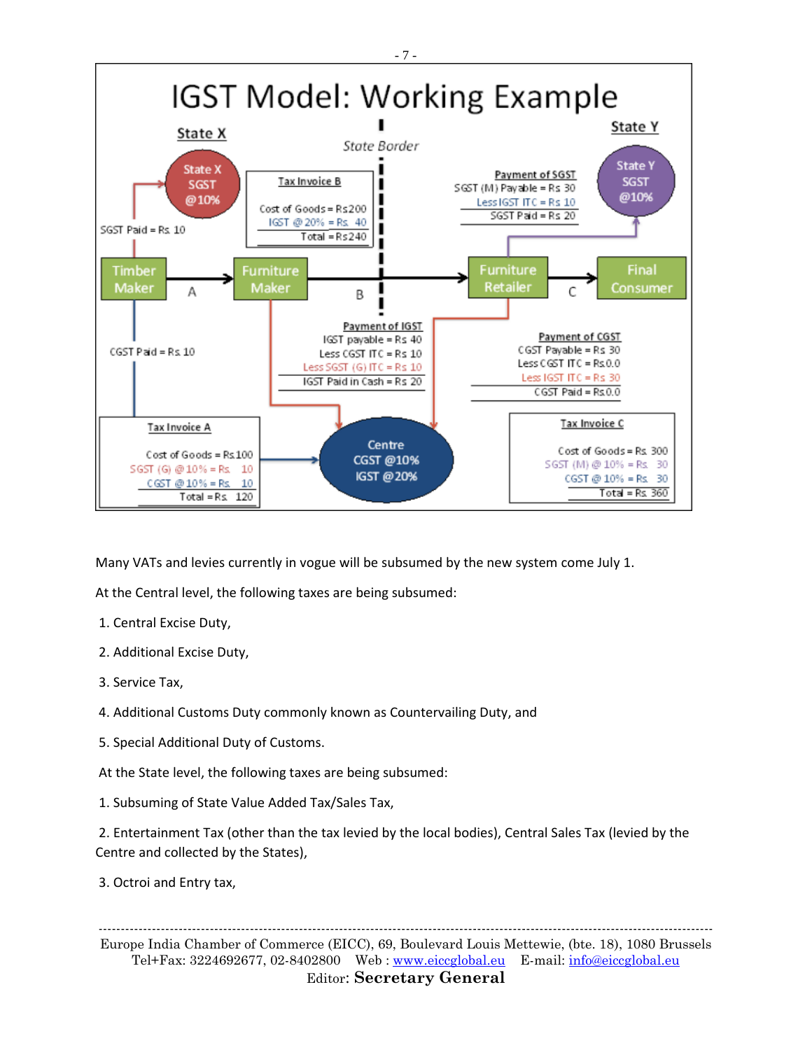## IGST Model: Working Example

**State X** | State Border | **State Y**

**Tax Invoice A**

Cost of Goods = Rs.100
SGST (G) @ 10% = Rs. 10
CGST @ 10% = Rs. 10
Total = Rs. 120

**Tax Invoice B**

Cost of Goods = Rs.200
IGST @ 20% = Rs. 40
Total = Rs.240

**Tax Invoice C**

Cost of Goods = Rs. 300
SGST (M) @ 10% = Rs. 30
CGST @ 10% = Rs. 30
Total = Rs. 360

Timber Maker → (A) → Furniture Maker → (B) → Furniture Retailer → (C) → Final Consumer

Timber Maker: SGST Paid = Rs. 10 (to State X SGST @10%); CGST Paid = Rs. 10 (to Centre CGST @10% IGST @20%)

**Payment of IGST**

IGST payable = Rs 40
Less CGST ITC = Rs 10
Less SGST (G) ITC = Rs 10
IGST Paid in Cash = Rs 20

**Payment of SGST**

SGST (M) Payable = Rs 30
Less IGST ITC = Rs 10
SGST Paid = Rs 20

**Payment of CGST**

CGST Payable = Rs 30
Less CGST ITC = Rs.0.0
Less IGST ITC = Rs 30
CGST Paid = Rs.0.0

Many VATs and levies currently in vogue will be subsumed by the new system come July 1.

At the Central level, the following taxes are being subsumed:

1. Central Excise Duty,
2. Additional Excise Duty,
3. Service Tax,
4. Additional Customs Duty commonly known as Countervailing Duty, and
5. Special Additional Duty of Customs.

At the State level, the following taxes are being subsumed:

1. Subsuming of State Value Added Tax/Sales Tax,
2. Entertainment Tax (other than the tax levied by the local bodies), Central Sales Tax (levied by the Centre and collected by the States),
3. Octroi and Entry tax,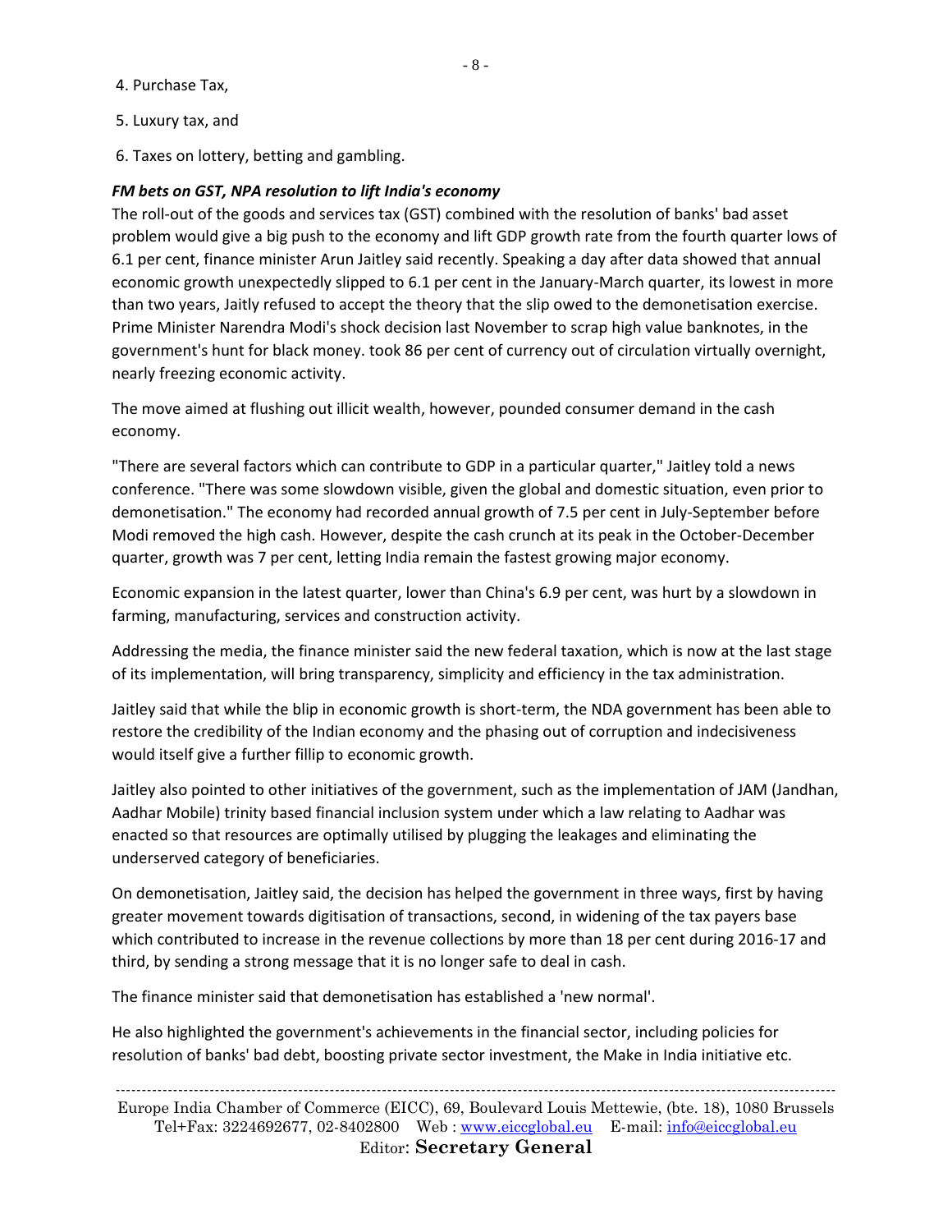4. Purchase Tax,

5. Luxury tax, and

6. Taxes on lottery, betting and gambling.

***FM bets on GST, NPA resolution to lift India's economy***

The roll-out of the goods and services tax (GST) combined with the resolution of banks' bad asset problem would give a big push to the economy and lift GDP growth rate from the fourth quarter lows of 6.1 per cent, finance minister Arun Jaitley said recently. Speaking a day after data showed that annual economic growth unexpectedly slipped to 6.1 per cent in the January-March quarter, its lowest in more than two years, Jaitly refused to accept the theory that the slip owed to the demonetisation exercise. Prime Minister Narendra Modi's shock decision last November to scrap high value banknotes, in the government's hunt for black money. took 86 per cent of currency out of circulation virtually overnight, nearly freezing economic activity.

The move aimed at flushing out illicit wealth, however, pounded consumer demand in the cash economy.

"There are several factors which can contribute to GDP in a particular quarter," Jaitley told a news conference. "There was some slowdown visible, given the global and domestic situation, even prior to demonetisation." The economy had recorded annual growth of 7.5 per cent in July-September before Modi removed the high cash. However, despite the cash crunch at its peak in the October-December quarter, growth was 7 per cent, letting India remain the fastest growing major economy.

Economic expansion in the latest quarter, lower than China's 6.9 per cent, was hurt by a slowdown in farming, manufacturing, services and construction activity.

Addressing the media, the finance minister said the new federal taxation, which is now at the last stage of its implementation, will bring transparency, simplicity and efficiency in the tax administration.

Jaitley said that while the blip in economic growth is short-term, the NDA government has been able to restore the credibility of the Indian economy and the phasing out of corruption and indecisiveness would itself give a further fillip to economic growth.

Jaitley also pointed to other initiatives of the government, such as the implementation of JAM (Jandhan, Aadhar Mobile) trinity based financial inclusion system under which a law relating to Aadhar was enacted so that resources are optimally utilised by plugging the leakages and eliminating the underserved category of beneficiaries.

On demonetisation, Jaitley said, the decision has helped the government in three ways, first by having greater movement towards digitisation of transactions, second, in widening of the tax payers base which contributed to increase in the revenue collections by more than 18 per cent during 2016-17 and third, by sending a strong message that it is no longer safe to deal in cash.

The finance minister said that demonetisation has established a 'new normal'.

He also highlighted the government's achievements in the financial sector, including policies for resolution of banks' bad debt, boosting private sector investment, the Make in India initiative etc.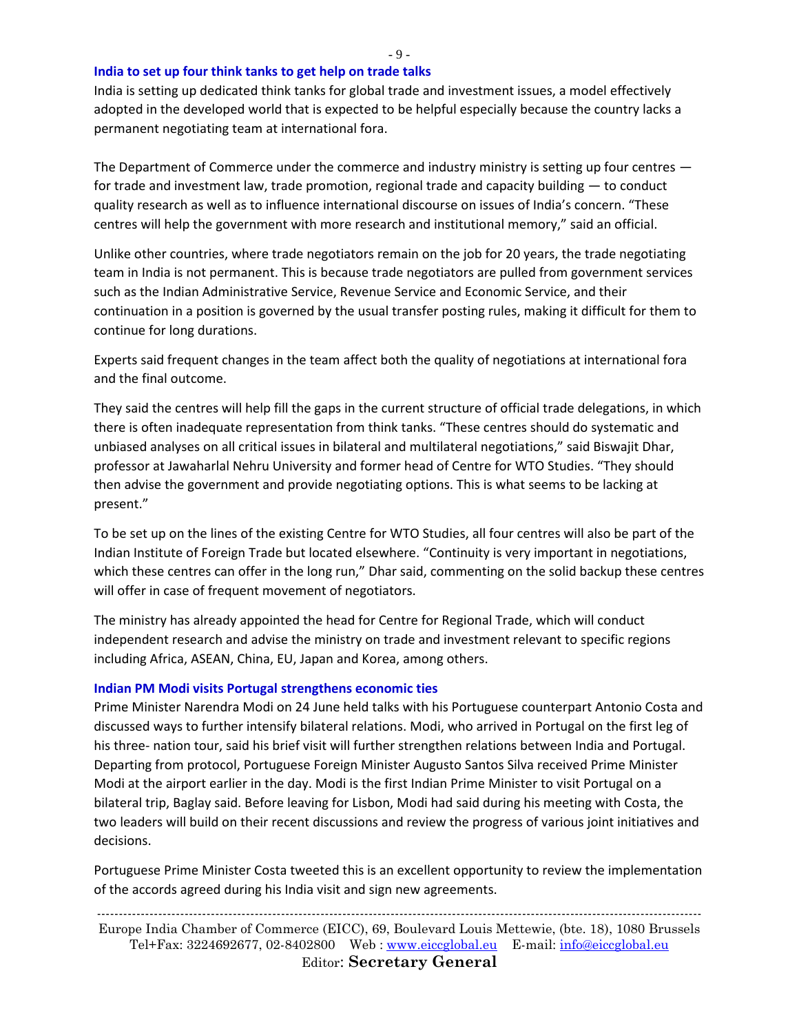## India to set up four think tanks to get help on trade talks

India is setting up dedicated think tanks for global trade and investment issues, a model effectively adopted in the developed world that is expected to be helpful especially because the country lacks a permanent negotiating team at international fora.

The Department of Commerce under the commerce and industry ministry is setting up four centres — for trade and investment law, trade promotion, regional trade and capacity building — to conduct quality research as well as to influence international discourse on issues of India's concern. "These centres will help the government with more research and institutional memory," said an official.

Unlike other countries, where trade negotiators remain on the job for 20 years, the trade negotiating team in India is not permanent. This is because trade negotiators are pulled from government services such as the Indian Administrative Service, Revenue Service and Economic Service, and their continuation in a position is governed by the usual transfer posting rules, making it difficult for them to continue for long durations.

Experts said frequent changes in the team affect both the quality of negotiations at international fora and the final outcome.

They said the centres will help fill the gaps in the current structure of official trade delegations, in which there is often inadequate representation from think tanks. "These centres should do systematic and unbiased analyses on all critical issues in bilateral and multilateral negotiations," said Biswajit Dhar, professor at Jawaharlal Nehru University and former head of Centre for WTO Studies. "They should then advise the government and provide negotiating options. This is what seems to be lacking at present."

To be set up on the lines of the existing Centre for WTO Studies, all four centres will also be part of the Indian Institute of Foreign Trade but located elsewhere. "Continuity is very important in negotiations, which these centres can offer in the long run," Dhar said, commenting on the solid backup these centres will offer in case of frequent movement of negotiators.

The ministry has already appointed the head for Centre for Regional Trade, which will conduct independent research and advise the ministry on trade and investment relevant to specific regions including Africa, ASEAN, China, EU, Japan and Korea, among others.

## Indian PM Modi visits Portugal strengthens economic ties

Prime Minister Narendra Modi on 24 June held talks with his Portuguese counterpart Antonio Costa and discussed ways to further intensify bilateral relations. Modi, who arrived in Portugal on the first leg of his three- nation tour, said his brief visit will further strengthen relations between India and Portugal. Departing from protocol, Portuguese Foreign Minister Augusto Santos Silva received Prime Minister Modi at the airport earlier in the day. Modi is the first Indian Prime Minister to visit Portugal on a bilateral trip, Baglay said. Before leaving for Lisbon, Modi had said during his meeting with Costa, the two leaders will build on their recent discussions and review the progress of various joint initiatives and decisions.

Portuguese Prime Minister Costa tweeted this is an excellent opportunity to review the implementation of the accords agreed during his India visit and sign new agreements.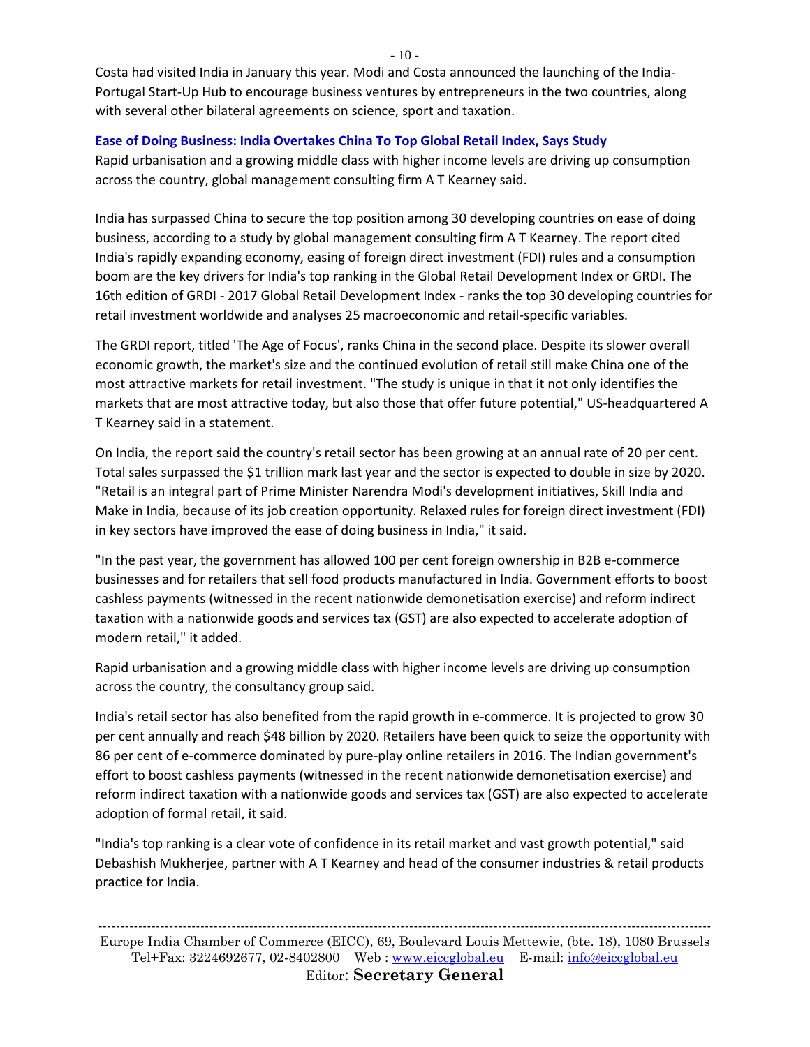Costa had visited India in January this year. Modi and Costa announced the launching of the India-Portugal Start-Up Hub to encourage business ventures by entrepreneurs in the two countries, along with several other bilateral agreements on science, sport and taxation.

### Ease of Doing Business: India Overtakes China To Top Global Retail Index, Says Study

Rapid urbanisation and a growing middle class with higher income levels are driving up consumption across the country, global management consulting firm A T Kearney said.

India has surpassed China to secure the top position among 30 developing countries on ease of doing business, according to a study by global management consulting firm A T Kearney. The report cited India's rapidly expanding economy, easing of foreign direct investment (FDI) rules and a consumption boom are the key drivers for India's top ranking in the Global Retail Development Index or GRDI. The 16th edition of GRDI - 2017 Global Retail Development Index - ranks the top 30 developing countries for retail investment worldwide and analyses 25 macroeconomic and retail-specific variables.

The GRDI report, titled 'The Age of Focus', ranks China in the second place. Despite its slower overall economic growth, the market's size and the continued evolution of retail still make China one of the most attractive markets for retail investment. "The study is unique in that it not only identifies the markets that are most attractive today, but also those that offer future potential," US-headquartered A T Kearney said in a statement.

On India, the report said the country's retail sector has been growing at an annual rate of 20 per cent. Total sales surpassed the $1 trillion mark last year and the sector is expected to double in size by 2020. "Retail is an integral part of Prime Minister Narendra Modi's development initiatives, Skill India and Make in India, because of its job creation opportunity. Relaxed rules for foreign direct investment (FDI) in key sectors have improved the ease of doing business in India," it said.

"In the past year, the government has allowed 100 per cent foreign ownership in B2B e-commerce businesses and for retailers that sell food products manufactured in India. Government efforts to boost cashless payments (witnessed in the recent nationwide demonetisation exercise) and reform indirect taxation with a nationwide goods and services tax (GST) are also expected to accelerate adoption of modern retail," it added.

Rapid urbanisation and a growing middle class with higher income levels are driving up consumption across the country, the consultancy group said.

India's retail sector has also benefited from the rapid growth in e-commerce. It is projected to grow 30 per cent annually and reach $48 billion by 2020. Retailers have been quick to seize the opportunity with 86 per cent of e-commerce dominated by pure-play online retailers in 2016. The Indian government's effort to boost cashless payments (witnessed in the recent nationwide demonetisation exercise) and reform indirect taxation with a nationwide goods and services tax (GST) are also expected to accelerate adoption of formal retail, it said.

"India's top ranking is a clear vote of confidence in its retail market and vast growth potential," said Debashish Mukherjee, partner with A T Kearney and head of the consumer industries & retail products practice for India.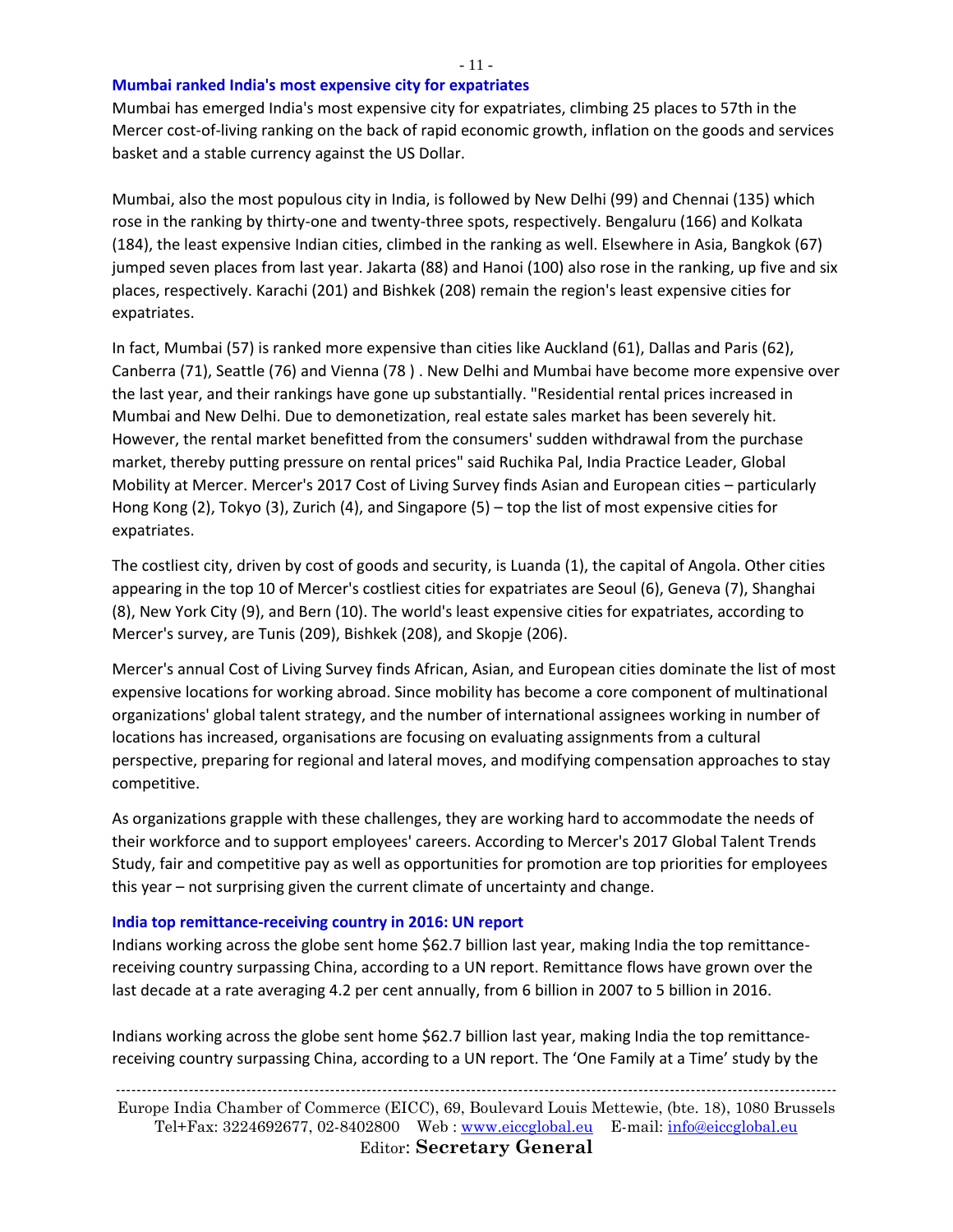### Mumbai ranked India's most expensive city for expatriates

Mumbai has emerged India's most expensive city for expatriates, climbing 25 places to 57th in the Mercer cost-of-living ranking on the back of rapid economic growth, inflation on the goods and services basket and a stable currency against the US Dollar.

Mumbai, also the most populous city in India, is followed by New Delhi (99) and Chennai (135) which rose in the ranking by thirty-one and twenty-three spots, respectively. Bengaluru (166) and Kolkata (184), the least expensive Indian cities, climbed in the ranking as well. Elsewhere in Asia, Bangkok (67) jumped seven places from last year. Jakarta (88) and Hanoi (100) also rose in the ranking, up five and six places, respectively. Karachi (201) and Bishkek (208) remain the region's least expensive cities for expatriates.

In fact, Mumbai (57) is ranked more expensive than cities like Auckland (61), Dallas and Paris (62), Canberra (71), Seattle (76) and Vienna (78 ) . New Delhi and Mumbai have become more expensive over the last year, and their rankings have gone up substantially. "Residential rental prices increased in Mumbai and New Delhi. Due to demonetization, real estate sales market has been severely hit. However, the rental market benefitted from the consumers' sudden withdrawal from the purchase market, thereby putting pressure on rental prices" said Ruchika Pal, India Practice Leader, Global Mobility at Mercer. Mercer's 2017 Cost of Living Survey finds Asian and European cities – particularly Hong Kong (2), Tokyo (3), Zurich (4), and Singapore (5) – top the list of most expensive cities for expatriates.

The costliest city, driven by cost of goods and security, is Luanda (1), the capital of Angola. Other cities appearing in the top 10 of Mercer's costliest cities for expatriates are Seoul (6), Geneva (7), Shanghai (8), New York City (9), and Bern (10). The world's least expensive cities for expatriates, according to Mercer's survey, are Tunis (209), Bishkek (208), and Skopje (206).

Mercer's annual Cost of Living Survey finds African, Asian, and European cities dominate the list of most expensive locations for working abroad. Since mobility has become a core component of multinational organizations' global talent strategy, and the number of international assignees working in number of locations has increased, organisations are focusing on evaluating assignments from a cultural perspective, preparing for regional and lateral moves, and modifying compensation approaches to stay competitive.

As organizations grapple with these challenges, they are working hard to accommodate the needs of their workforce and to support employees' careers. According to Mercer's 2017 Global Talent Trends Study, fair and competitive pay as well as opportunities for promotion are top priorities for employees this year – not surprising given the current climate of uncertainty and change.

### India top remittance-receiving country in 2016: UN report

Indians working across the globe sent home $62.7 billion last year, making India the top remittance-receiving country surpassing China, according to a UN report. Remittance flows have grown over the last decade at a rate averaging 4.2 per cent annually, from 6 billion in 2007 to 5 billion in 2016.

Indians working across the globe sent home $62.7 billion last year, making India the top remittance-receiving country surpassing China, according to a UN report. The 'One Family at a Time' study by the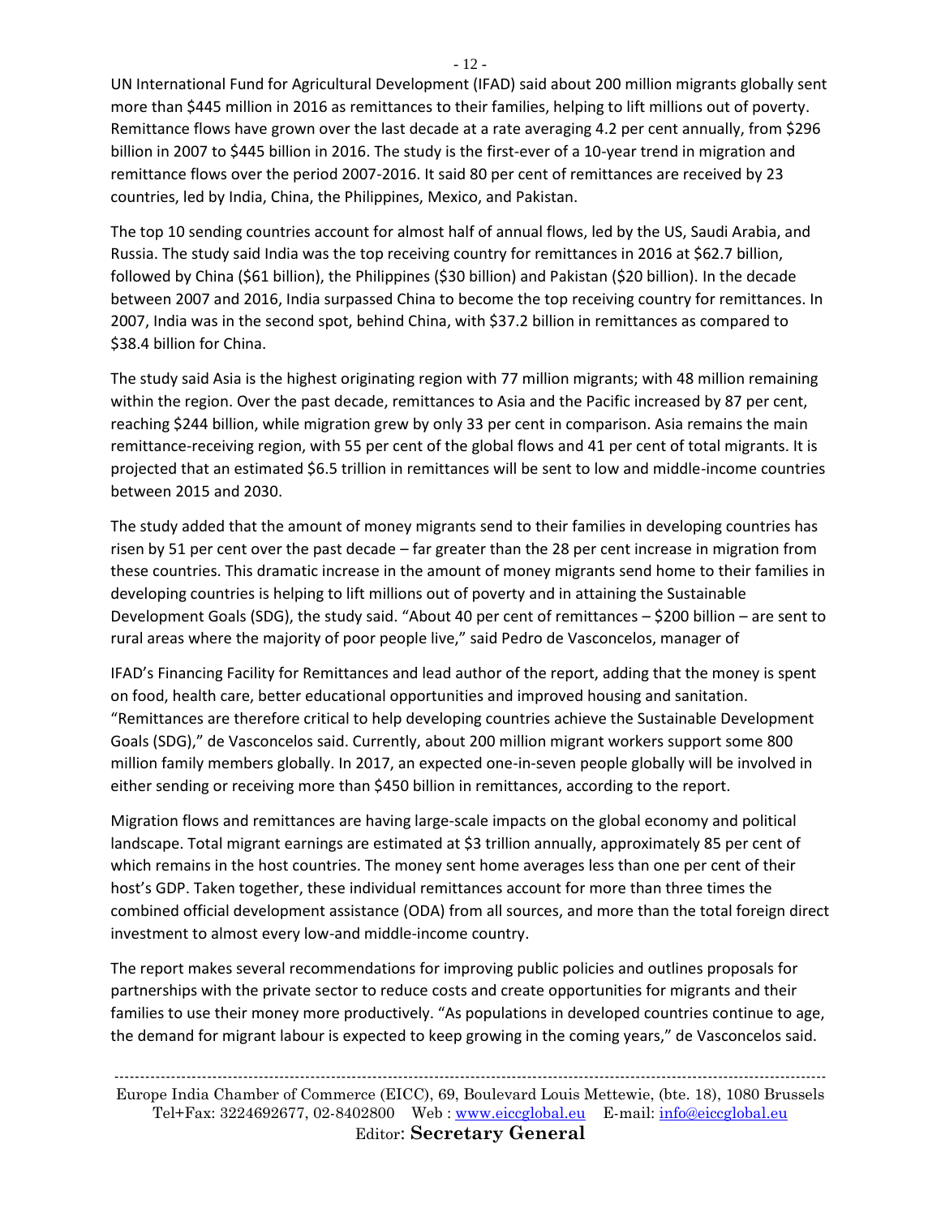UN International Fund for Agricultural Development (IFAD) said about 200 million migrants globally sent more than $445 million in 2016 as remittances to their families, helping to lift millions out of poverty. Remittance flows have grown over the last decade at a rate averaging 4.2 per cent annually, from $296 billion in 2007 to $445 billion in 2016. The study is the first-ever of a 10-year trend in migration and remittance flows over the period 2007-2016. It said 80 per cent of remittances are received by 23 countries, led by India, China, the Philippines, Mexico, and Pakistan.

The top 10 sending countries account for almost half of annual flows, led by the US, Saudi Arabia, and Russia. The study said India was the top receiving country for remittances in 2016 at $62.7 billion, followed by China ($61 billion), the Philippines ($30 billion) and Pakistan ($20 billion). In the decade between 2007 and 2016, India surpassed China to become the top receiving country for remittances. In 2007, India was in the second spot, behind China, with $37.2 billion in remittances as compared to $38.4 billion for China.

The study said Asia is the highest originating region with 77 million migrants; with 48 million remaining within the region. Over the past decade, remittances to Asia and the Pacific increased by 87 per cent, reaching $244 billion, while migration grew by only 33 per cent in comparison. Asia remains the main remittance-receiving region, with 55 per cent of the global flows and 41 per cent of total migrants. It is projected that an estimated $6.5 trillion in remittances will be sent to low and middle-income countries between 2015 and 2030.

The study added that the amount of money migrants send to their families in developing countries has risen by 51 per cent over the past decade – far greater than the 28 per cent increase in migration from these countries. This dramatic increase in the amount of money migrants send home to their families in developing countries is helping to lift millions out of poverty and in attaining the Sustainable Development Goals (SDG), the study said. "About 40 per cent of remittances – $200 billion – are sent to rural areas where the majority of poor people live," said Pedro de Vasconcelos, manager of IFAD's Financing Facility for Remittances and lead author of the report, adding that the money is spent on food, health care, better educational opportunities and improved housing and sanitation. "Remittances are therefore critical to help developing countries achieve the Sustainable Development Goals (SDG)," de Vasconcelos said. Currently, about 200 million migrant workers support some 800 million family members globally. In 2017, an expected one-in-seven people globally will be involved in either sending or receiving more than $450 billion in remittances, according to the report.

Migration flows and remittances are having large-scale impacts on the global economy and political landscape. Total migrant earnings are estimated at $3 trillion annually, approximately 85 per cent of which remains in the host countries. The money sent home averages less than one per cent of their host's GDP. Taken together, these individual remittances account for more than three times the combined official development assistance (ODA) from all sources, and more than the total foreign direct investment to almost every low-and middle-income country.

The report makes several recommendations for improving public policies and outlines proposals for partnerships with the private sector to reduce costs and create opportunities for migrants and their families to use their money more productively. "As populations in developed countries continue to age, the demand for migrant labour is expected to keep growing in the coming years," de Vasconcelos said.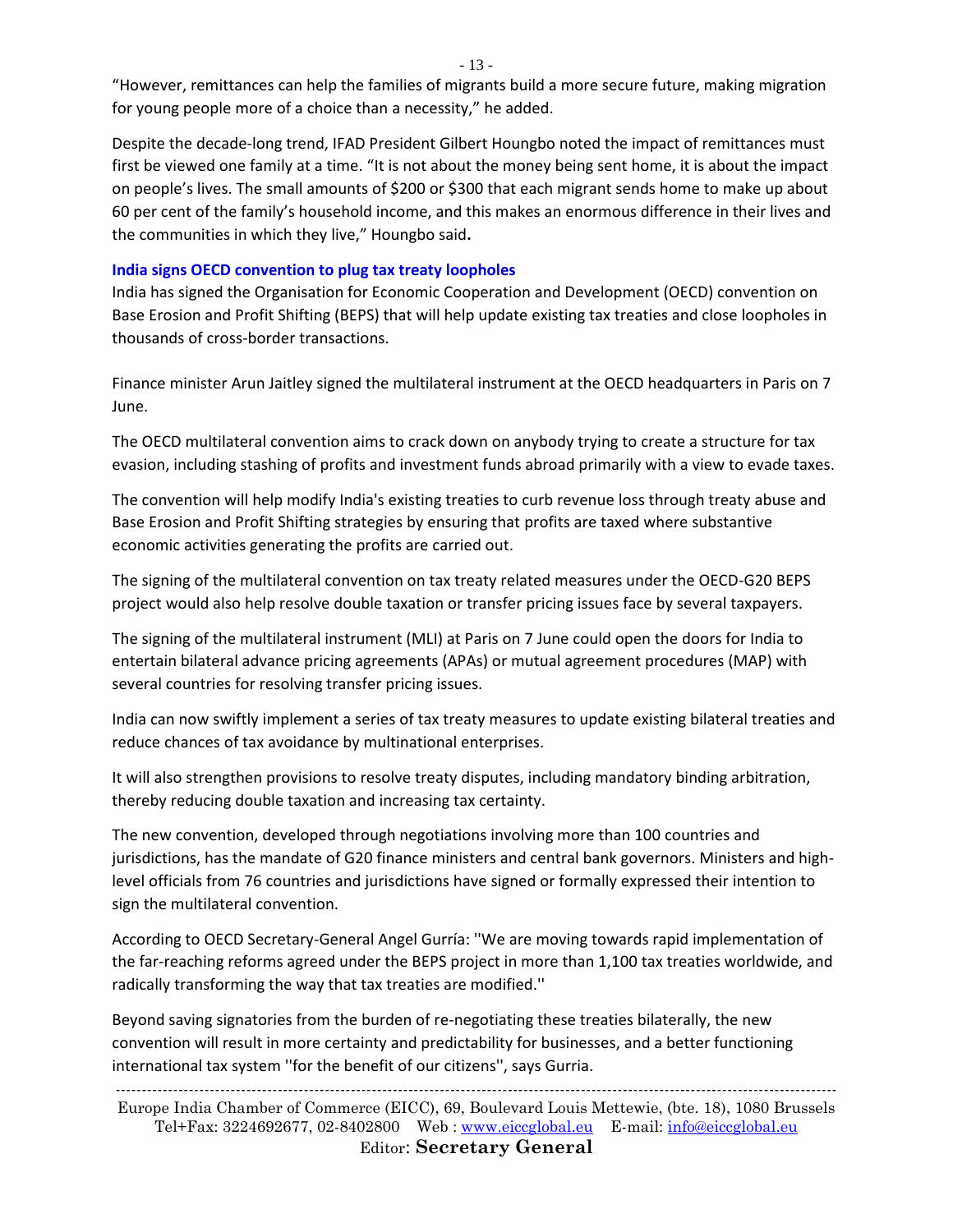"However, remittances can help the families of migrants build a more secure future, making migration for young people more of a choice than a necessity," he added.

Despite the decade-long trend, IFAD President Gilbert Houngbo noted the impact of remittances must first be viewed one family at a time. "It is not about the money being sent home, it is about the impact on people's lives. The small amounts of $200 or $300 that each migrant sends home to make up about 60 per cent of the family's household income, and this makes an enormous difference in their lives and the communities in which they live," Houngbo said**.**

### India signs OECD convention to plug tax treaty loopholes

India has signed the Organisation for Economic Cooperation and Development (OECD) convention on Base Erosion and Profit Shifting (BEPS) that will help update existing tax treaties and close loopholes in thousands of cross-border transactions.

Finance minister Arun Jaitley signed the multilateral instrument at the OECD headquarters in Paris on 7 June.

The OECD multilateral convention aims to crack down on anybody trying to create a structure for tax evasion, including stashing of profits and investment funds abroad primarily with a view to evade taxes.

The convention will help modify India's existing treaties to curb revenue loss through treaty abuse and Base Erosion and Profit Shifting strategies by ensuring that profits are taxed where substantive economic activities generating the profits are carried out.

The signing of the multilateral convention on tax treaty related measures under the OECD-G20 BEPS project would also help resolve double taxation or transfer pricing issues face by several taxpayers.

The signing of the multilateral instrument (MLI) at Paris on 7 June could open the doors for India to entertain bilateral advance pricing agreements (APAs) or mutual agreement procedures (MAP) with several countries for resolving transfer pricing issues.

India can now swiftly implement a series of tax treaty measures to update existing bilateral treaties and reduce chances of tax avoidance by multinational enterprises.

It will also strengthen provisions to resolve treaty disputes, including mandatory binding arbitration, thereby reducing double taxation and increasing tax certainty.

The new convention, developed through negotiations involving more than 100 countries and jurisdictions, has the mandate of G20 finance ministers and central bank governors. Ministers and high-level officials from 76 countries and jurisdictions have signed or formally expressed their intention to sign the multilateral convention.

According to OECD Secretary-General Angel Gurría: ''We are moving towards rapid implementation of the far-reaching reforms agreed under the BEPS project in more than 1,100 tax treaties worldwide, and radically transforming the way that tax treaties are modified.''

Beyond saving signatories from the burden of re-negotiating these treaties bilaterally, the new convention will result in more certainty and predictability for businesses, and a better functioning international tax system ''for the benefit of our citizens'', says Gurria.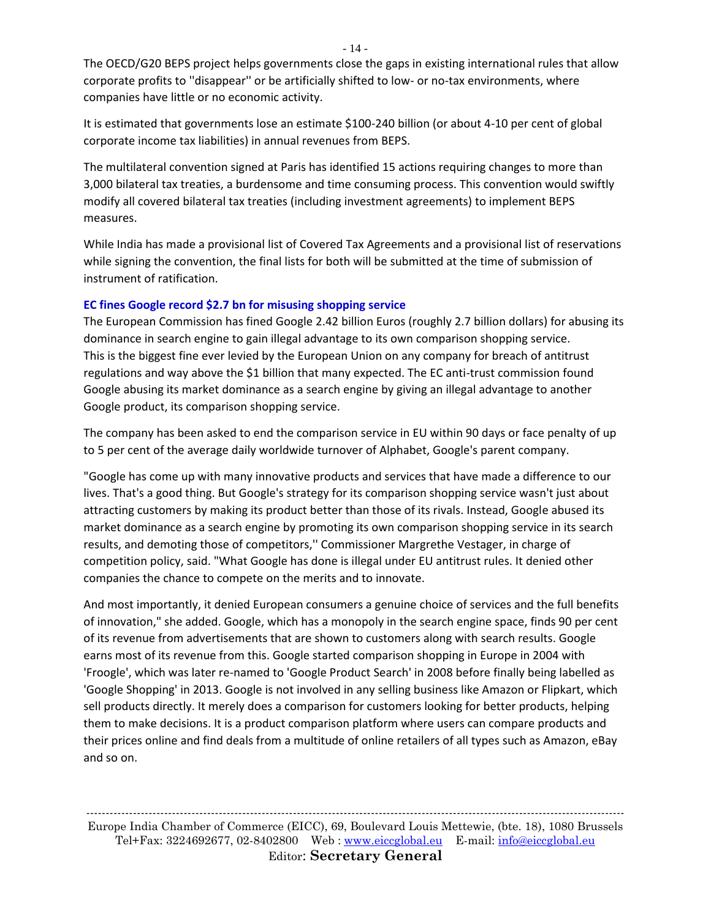The OECD/G20 BEPS project helps governments close the gaps in existing international rules that allow corporate profits to ''disappear'' or be artificially shifted to low- or no-tax environments, where companies have little or no economic activity.

It is estimated that governments lose an estimate $100-240 billion (or about 4-10 per cent of global corporate income tax liabilities) in annual revenues from BEPS.

The multilateral convention signed at Paris has identified 15 actions requiring changes to more than 3,000 bilateral tax treaties, a burdensome and time consuming process. This convention would swiftly modify all covered bilateral tax treaties (including investment agreements) to implement BEPS measures.

While India has made a provisional list of Covered Tax Agreements and a provisional list of reservations while signing the convention, the final lists for both will be submitted at the time of submission of instrument of ratification.

### EC fines Google record $2.7 bn for misusing shopping service

The European Commission has fined Google 2.42 billion Euros (roughly 2.7 billion dollars) for abusing its dominance in search engine to gain illegal advantage to its own comparison shopping service. This is the biggest fine ever levied by the European Union on any company for breach of antitrust regulations and way above the $1 billion that many expected. The EC anti-trust commission found Google abusing its market dominance as a search engine by giving an illegal advantage to another Google product, its comparison shopping service.

The company has been asked to end the comparison service in EU within 90 days or face penalty of up to 5 per cent of the average daily worldwide turnover of Alphabet, Google's parent company.

"Google has come up with many innovative products and services that have made a difference to our lives. That's a good thing. But Google's strategy for its comparison shopping service wasn't just about attracting customers by making its product better than those of its rivals. Instead, Google abused its market dominance as a search engine by promoting its own comparison shopping service in its search results, and demoting those of competitors,'' Commissioner Margrethe Vestager, in charge of competition policy, said. "What Google has done is illegal under EU antitrust rules. It denied other companies the chance to compete on the merits and to innovate.

And most importantly, it denied European consumers a genuine choice of services and the full benefits of innovation," she added. Google, which has a monopoly in the search engine space, finds 90 per cent of its revenue from advertisements that are shown to customers along with search results. Google earns most of its revenue from this. Google started comparison shopping in Europe in 2004 with 'Froogle', which was later re-named to 'Google Product Search' in 2008 before finally being labelled as 'Google Shopping' in 2013. Google is not involved in any selling business like Amazon or Flipkart, which sell products directly. It merely does a comparison for customers looking for better products, helping them to make decisions. It is a product comparison platform where users can compare products and their prices online and find deals from a multitude of online retailers of all types such as Amazon, eBay and so on.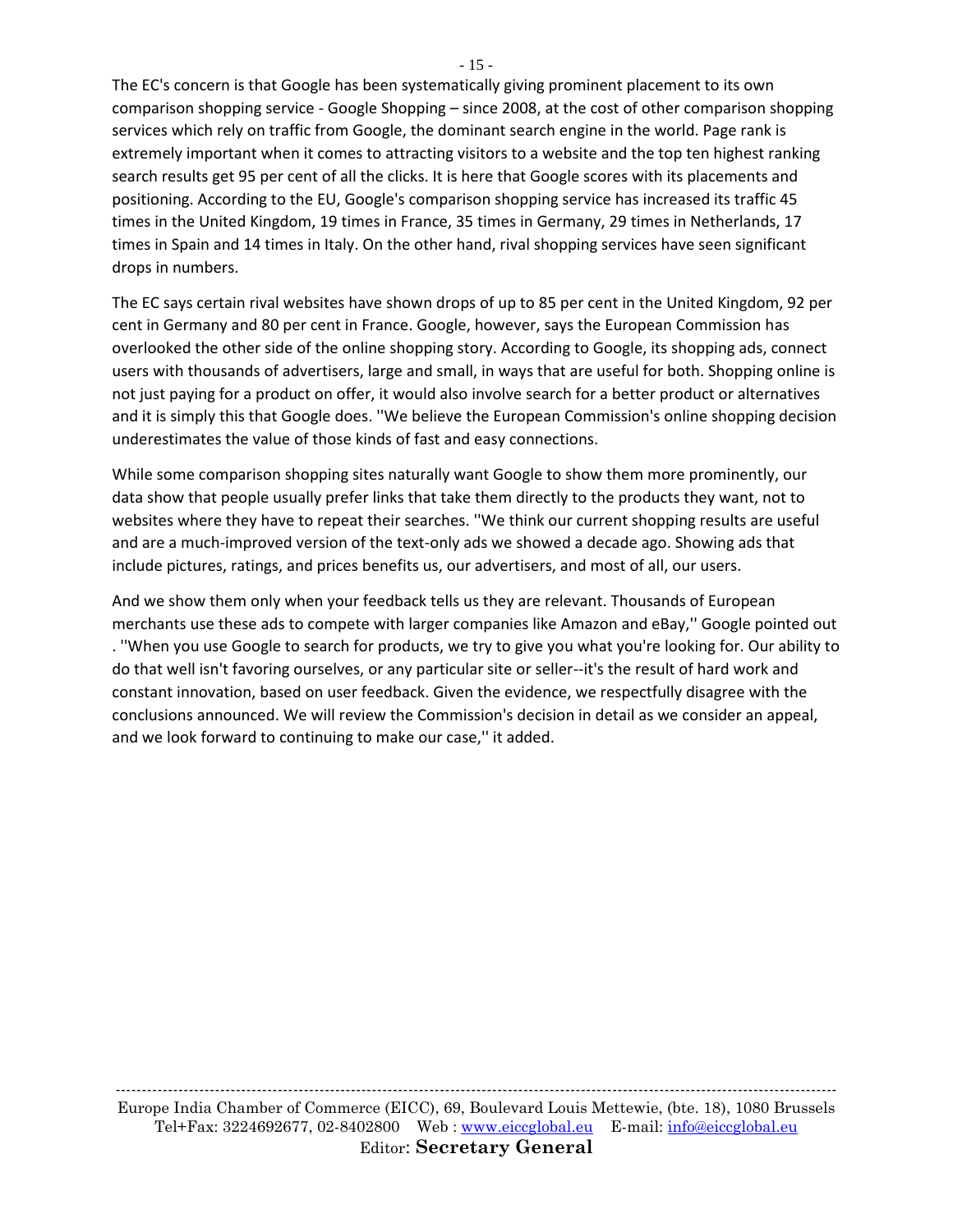The EC's concern is that Google has been systematically giving prominent placement to its own comparison shopping service - Google Shopping – since 2008, at the cost of other comparison shopping services which rely on traffic from Google, the dominant search engine in the world. Page rank is extremely important when it comes to attracting visitors to a website and the top ten highest ranking search results get 95 per cent of all the clicks. It is here that Google scores with its placements and positioning. According to the EU, Google's comparison shopping service has increased its traffic 45 times in the United Kingdom, 19 times in France, 35 times in Germany, 29 times in Netherlands, 17 times in Spain and 14 times in Italy. On the other hand, rival shopping services have seen significant drops in numbers.

The EC says certain rival websites have shown drops of up to 85 per cent in the United Kingdom, 92 per cent in Germany and 80 per cent in France. Google, however, says the European Commission has overlooked the other side of the online shopping story. According to Google, its shopping ads, connect users with thousands of advertisers, large and small, in ways that are useful for both. Shopping online is not just paying for a product on offer, it would also involve search for a better product or alternatives and it is simply this that Google does. ''We believe the European Commission's online shopping decision underestimates the value of those kinds of fast and easy connections.

While some comparison shopping sites naturally want Google to show them more prominently, our data show that people usually prefer links that take them directly to the products they want, not to websites where they have to repeat their searches. ''We think our current shopping results are useful and are a much-improved version of the text-only ads we showed a decade ago. Showing ads that include pictures, ratings, and prices benefits us, our advertisers, and most of all, our users.

And we show them only when your feedback tells us they are relevant. Thousands of European merchants use these ads to compete with larger companies like Amazon and eBay,'' Google pointed out . ''When you use Google to search for products, we try to give you what you're looking for. Our ability to do that well isn't favoring ourselves, or any particular site or seller--it's the result of hard work and constant innovation, based on user feedback. Given the evidence, we respectfully disagree with the conclusions announced. We will review the Commission's decision in detail as we consider an appeal, and we look forward to continuing to make our case,'' it added.